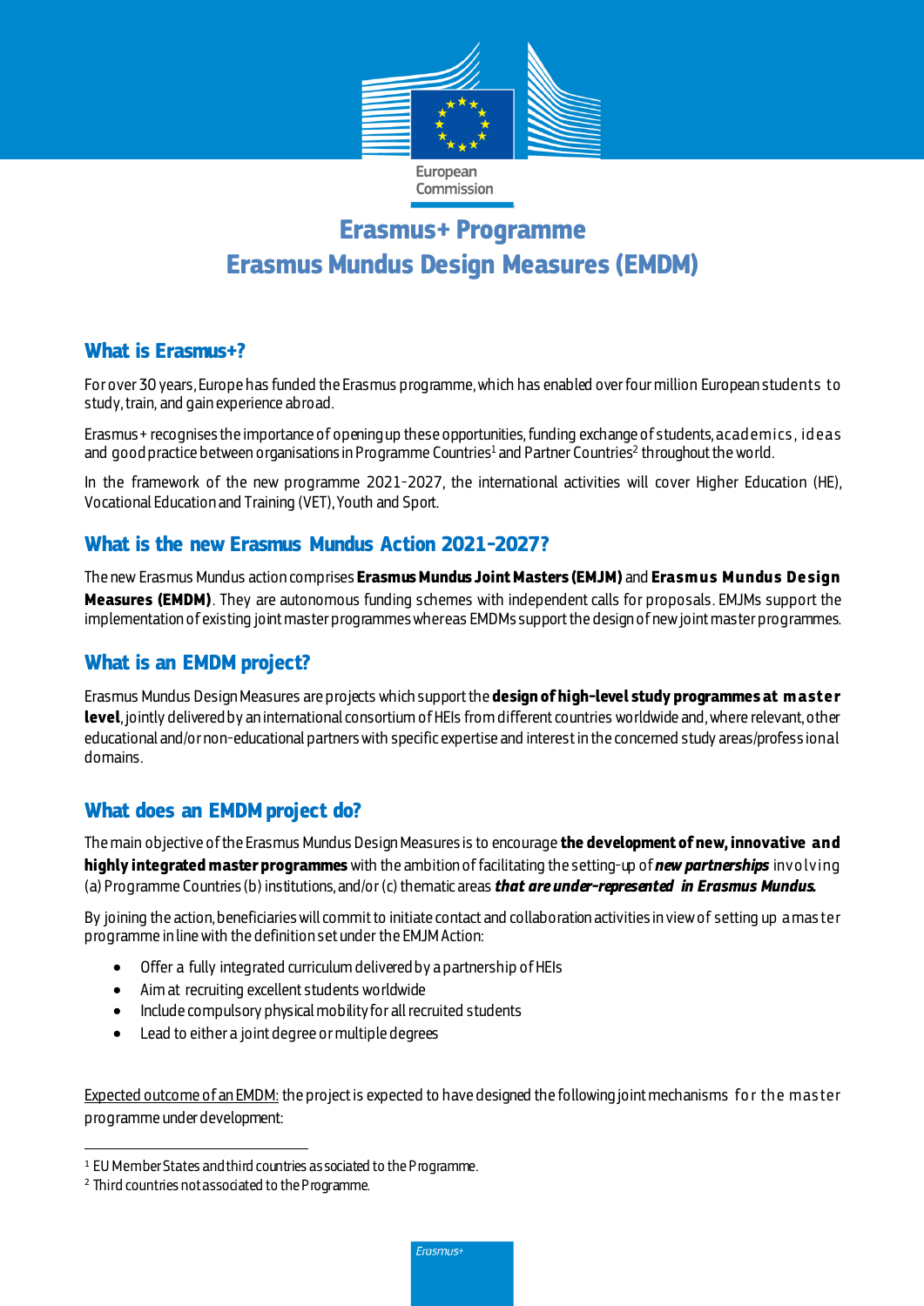European Commission

# Erasmus+ Programme
# Erasmus Mundus Design Measures (EMDM)

## What is Erasmus+?

For over 30 years, Europe has funded the Erasmus programme, which has enabled over four million European students to study, train, and gain experience abroad.

Erasmus+ recognises the importance of opening up these opportunities, funding exchange of students, academics, ideas and good practice between organisations in Programme Countries[1] and Partner Countries[2] throughout the world.

In the framework of the new programme 2021-2027, the international activities will cover Higher Education (HE), Vocational Education and Training (VET), Youth and Sport.

## What is the new Erasmus Mundus Action 2021-2027?

The new Erasmus Mundus action comprises **Erasmus Mundus Joint Masters (EMJM)** and **Erasmus Mundus Design Measures (EMDM)**. They are autonomous funding schemes with independent calls for proposals. EMJMs support the implementation of existing joint master programmes whereas EMDMs support the design of new joint master programmes.

## What is an EMDM project?

Erasmus Mundus Design Measures are projects which support the **design of high-level study programmes at master level**, jointly delivered by an international consortium of HEIs from different countries worldwide and, where relevant, other educational and/or non-educational partners with specific expertise and interest in the concerned study areas/professional domains.

## What does an EMDM project do?

The main objective of the Erasmus Mundus Design Measures is to encourage **the development of new, innovative and highly integrated master programmes** with the ambition of facilitating the setting-up of ***new partnerships*** involving (a) Programme Countries (b) institutions, and/or (c) thematic areas ***that are under-represented in Erasmus Mundus.***

By joining the action, beneficiaries will commit to initiate contact and collaboration activities in view of setting up a master programme in line with the definition set under the EMJM Action:

- Offer a fully integrated curriculum delivered by a partnership of HEIs
- Aim at recruiting excellent students worldwide
- Include compulsory physical mobility for all recruited students
- Lead to either a joint degree or multiple degrees

<u>Expected outcome of an EMDM:</u> the project is expected to have designed the following joint mechanisms for the master programme under development:

[1] EU Member States and third countries associated to the Programme.

[2] Third countries not associated to the Programme.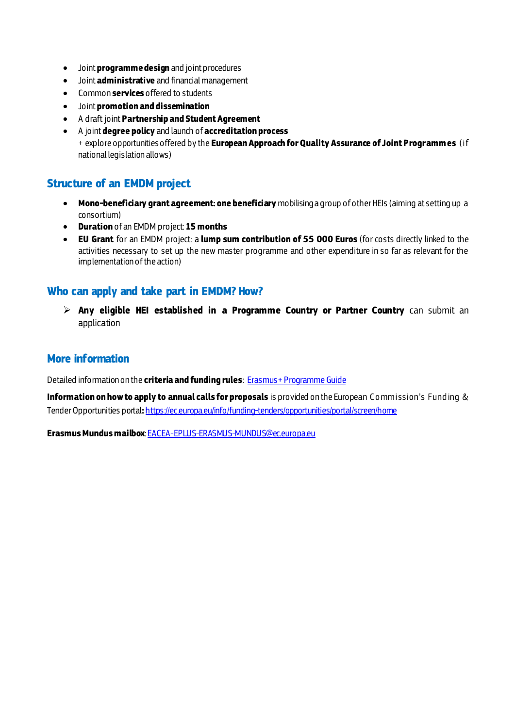- Joint **programme design** and joint procedures
- Joint **administrative** and financial management
- Common **services** offered to students
- Joint **promotion and dissemination**
- A draft joint **Partnership and Student Agreement**
- A joint **degree policy** and launch of **accreditation process**
  + explore opportunities offered by the **European Approach for Quality Assurance of Joint Programmes** (if national legislation allows)

## Structure of an EMDM project

- **Mono-beneficiary grant agreement: one beneficiary** mobilising a group of other HEIs (aiming at setting up a consortium)
- **Duration** of an EMDM project: **15 months**
- **EU Grant** for an EMDM project: a **lump sum contribution of 55 000 Euros** (for costs directly linked to the activities necessary to set up the new master programme and other expenditure in so far as relevant for the implementation of the action)

## Who can apply and take part in EMDM? How?

- **Any eligible HEI established in a Programme Country or Partner Country** can submit an application

## More information

Detailed information on the **criteria and funding rules**: [Erasmus+ Programme Guide]()

**Information on how to apply to annual calls for proposals** is provided on the European Commission's Funding & Tender Opportunities portal**:** https://ec.europa.eu/info/funding-tenders/opportunities/portal/screen/home

**Erasmus Mundus mailbox**: EACEA-EPLUS-ERASMUS-MUNDUS@ec.europa.eu